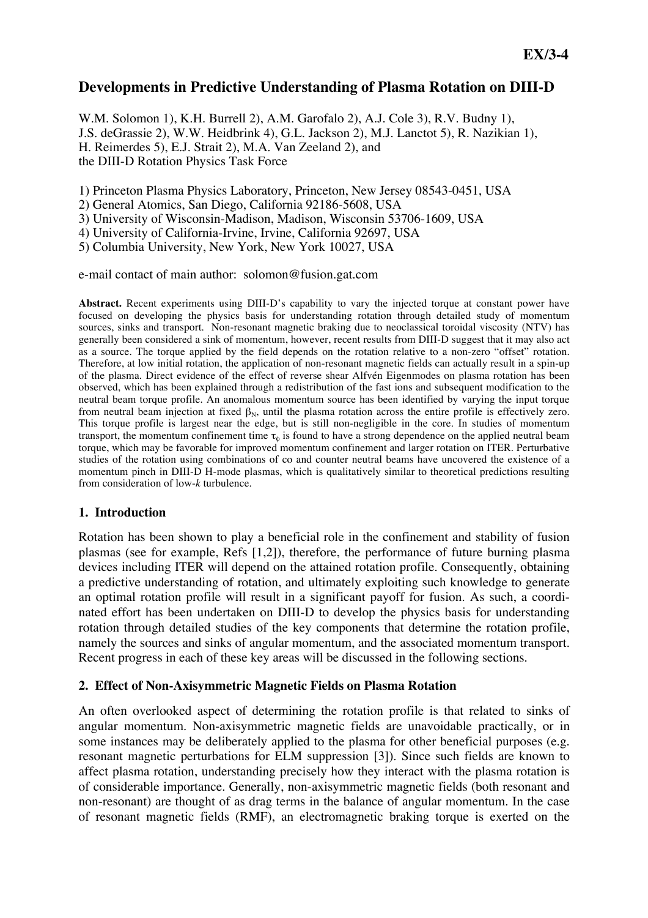**EX/3-4**

# Developments in Predictive Understanding of Plasma Rotation on DIII-D

W.M. Solomon 1), K.H. Burrell 2), A.M. Garofalo 2), A.J. Cole 3), R.V. Budny 1), J.S. deGrassie 2), W.W. Heidbrink 4), G.L. Jackson 2), M.J. Lanctot 5), R. Nazikian 1), H. Reimerdes 5), E.J. Strait 2), M.A. Van Zeeland 2), and the DIII-D Rotation Physics Task Force

1) Princeton Plasma Physics Laboratory, Princeton, New Jersey 08543-0451, USA
2) General Atomics, San Diego, California 92186-5608, USA
3) University of Wisconsin-Madison, Madison, Wisconsin 53706-1609, USA
4) University of California-Irvine, Irvine, California 92697, USA
5) Columbia University, New York, New York 10027, USA

e-mail contact of main author: solomon@fusion.gat.com

**Abstract.** Recent experiments using DIII-D's capability to vary the injected torque at constant power have focused on developing the physics basis for understanding rotation through detailed study of momentum sources, sinks and transport. Non-resonant magnetic braking due to neoclassical toroidal viscosity (NTV) has generally been considered a sink of momentum, however, recent results from DIII-D suggest that it may also act as a source. The torque applied by the field depends on the rotation relative to a non-zero "offset" rotation. Therefore, at low initial rotation, the application of non-resonant magnetic fields can actually result in a spin-up of the plasma. Direct evidence of the effect of reverse shear Alfvén Eigenmodes on plasma rotation has been observed, which has been explained through a redistribution of the fast ions and subsequent modification to the neutral beam torque profile. An anomalous momentum source has been identified by varying the input torque from neutral beam injection at fixed $\beta_N$, until the plasma rotation across the entire profile is effectively zero. This torque profile is largest near the edge, but is still non-negligible in the core. In studies of momentum transport, the momentum confinement time $\tau_\phi$ is found to have a strong dependence on the applied neutral beam torque, which may be favorable for improved momentum confinement and larger rotation on ITER. Perturbative studies of the rotation using combinations of co and counter neutral beams have uncovered the existence of a momentum pinch in DIII-D H-mode plasmas, which is qualitatively similar to theoretical predictions resulting from consideration of low-*k* turbulence.

## 1. Introduction

Rotation has been shown to play a beneficial role in the confinement and stability of fusion plasmas (see for example, Refs [1,2]), therefore, the performance of future burning plasma devices including ITER will depend on the attained rotation profile. Consequently, obtaining a predictive understanding of rotation, and ultimately exploiting such knowledge to generate an optimal rotation profile will result in a significant payoff for fusion. As such, a coordinated effort has been undertaken on DIII-D to develop the physics basis for understanding rotation through detailed studies of the key components that determine the rotation profile, namely the sources and sinks of angular momentum, and the associated momentum transport. Recent progress in each of these key areas will be discussed in the following sections.

## 2. Effect of Non-Axisymmetric Magnetic Fields on Plasma Rotation

An often overlooked aspect of determining the rotation profile is that related to sinks of angular momentum. Non-axisymmetric magnetic fields are unavoidable practically, or in some instances may be deliberately applied to the plasma for other beneficial purposes (e.g. resonant magnetic perturbations for ELM suppression [3]). Since such fields are known to affect plasma rotation, understanding precisely how they interact with the plasma rotation is of considerable importance. Generally, non-axisymmetric magnetic fields (both resonant and non-resonant) are thought of as drag terms in the balance of angular momentum. In the case of resonant magnetic fields (RMF), an electromagnetic braking torque is exerted on the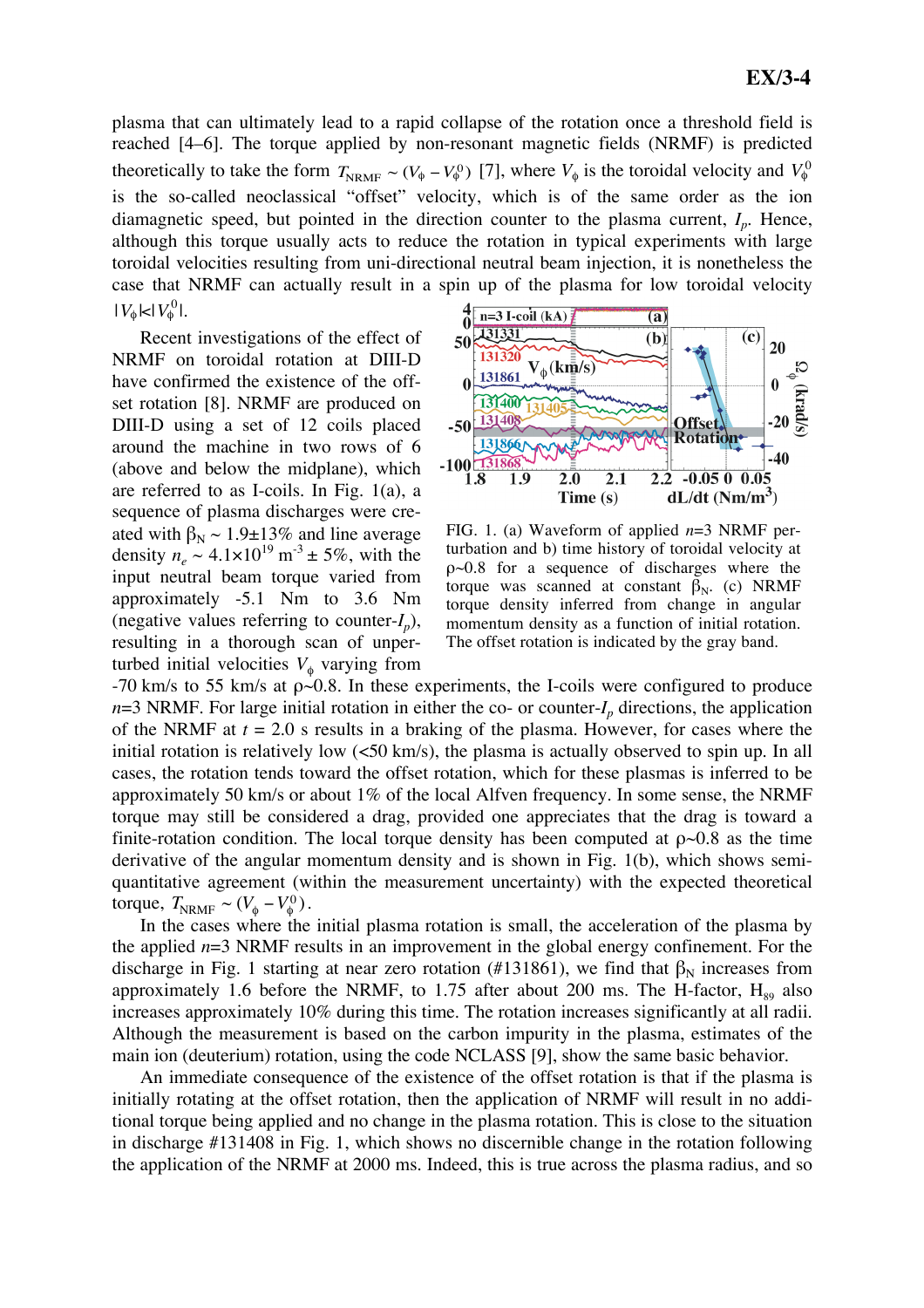plasma that can ultimately lead to a rapid collapse of the rotation once a threshold field is reached [4–6]. The torque applied by non-resonant magnetic fields (NRMF) is predicted theoretically to take the form $T_{NRMF} \sim (V_\phi - V_\phi^0)$ [7], where $V_\phi$ is the toroidal velocity and $V_\phi^0$ is the so-called neoclassical "offset" velocity, which is of the same order as the ion diamagnetic speed, but pointed in the direction counter to the plasma current, $I_p$. Hence, although this torque usually acts to reduce the rotation in typical experiments with large toroidal velocities resulting from uni-directional neutral beam injection, it is nonetheless the case that NRMF can actually result in a spin up of the plasma for low toroidal velocity $|V_\phi| < |V_\phi^0|$.

Recent investigations of the effect of NRMF on toroidal rotation at DIII-D have confirmed the existence of the offset rotation [8]. NRMF are produced on DIII-D using a set of 12 coils placed around the machine in two rows of 6 (above and below the midplane), which are referred to as I-coils. In Fig. 1(a), a sequence of plasma discharges were created with $\beta_N \sim 1.9 \pm 13\%$ and line average density $n_e \sim 4.1 \times 10^{19}$ m$^{-3} \pm 5\%$, with the input neutral beam torque varied from approximately -5.1 Nm to 3.6 Nm (negative values referring to counter-$I_p$), resulting in a thorough scan of unperturbed initial velocities $V_\phi$ varying from -70 km/s to 55 km/s at ρ~0.8. In these experiments, the I-coils were configured to produce $n$=3 NRMF. For large initial rotation in either the co- or counter-$I_p$ directions, the application of the NRMF at $t$ = 2.0 s results in a braking of the plasma. However, for cases where the initial rotation is relatively low (<50 km/s), the plasma is actually observed to spin up. In all cases, the rotation tends toward the offset rotation, which for these plasmas is inferred to be approximately 50 km/s or about 1% of the local Alfven frequency. In some sense, the NRMF torque may still be considered a drag, provided one appreciates that the drag is toward a finite-rotation condition. The local torque density has been computed at ρ~0.8 as the time derivative of the angular momentum density and is shown in Fig. 1(b), which shows semi-quantitative agreement (within the measurement uncertainty) with the expected theoretical torque, $T_{NRMF} \sim (V_\phi - V_\phi^0)$.

FIG. 1. (a) Waveform of applied $n$=3 NRMF perturbation and b) time history of toroidal velocity at ρ~0.8 for a sequence of discharges where the torque was scanned at constant $\beta_N$. (c) NRMF torque density inferred from change in angular momentum density as a function of initial rotation. The offset rotation is indicated by the gray band.

In the cases where the initial plasma rotation is small, the acceleration of the plasma by the applied $n$=3 NRMF results in an improvement in the global energy confinement. For the discharge in Fig. 1 starting at near zero rotation (#131861), we find that $\beta_N$ increases from approximately 1.6 before the NRMF, to 1.75 after about 200 ms. The H-factor, $H_{89}$ also increases approximately 10% during this time. The rotation increases significantly at all radii. Although the measurement is based on the carbon impurity in the plasma, estimates of the main ion (deuterium) rotation, using the code NCLASS [9], show the same basic behavior.

An immediate consequence of the existence of the offset rotation is that if the plasma is initially rotating at the offset rotation, then the application of NRMF will result in no additional torque being applied and no change in the plasma rotation. This is close to the situation in discharge #131408 in Fig. 1, which shows no discernible change in the rotation following the application of the NRMF at 2000 ms. Indeed, this is true across the plasma radius, and so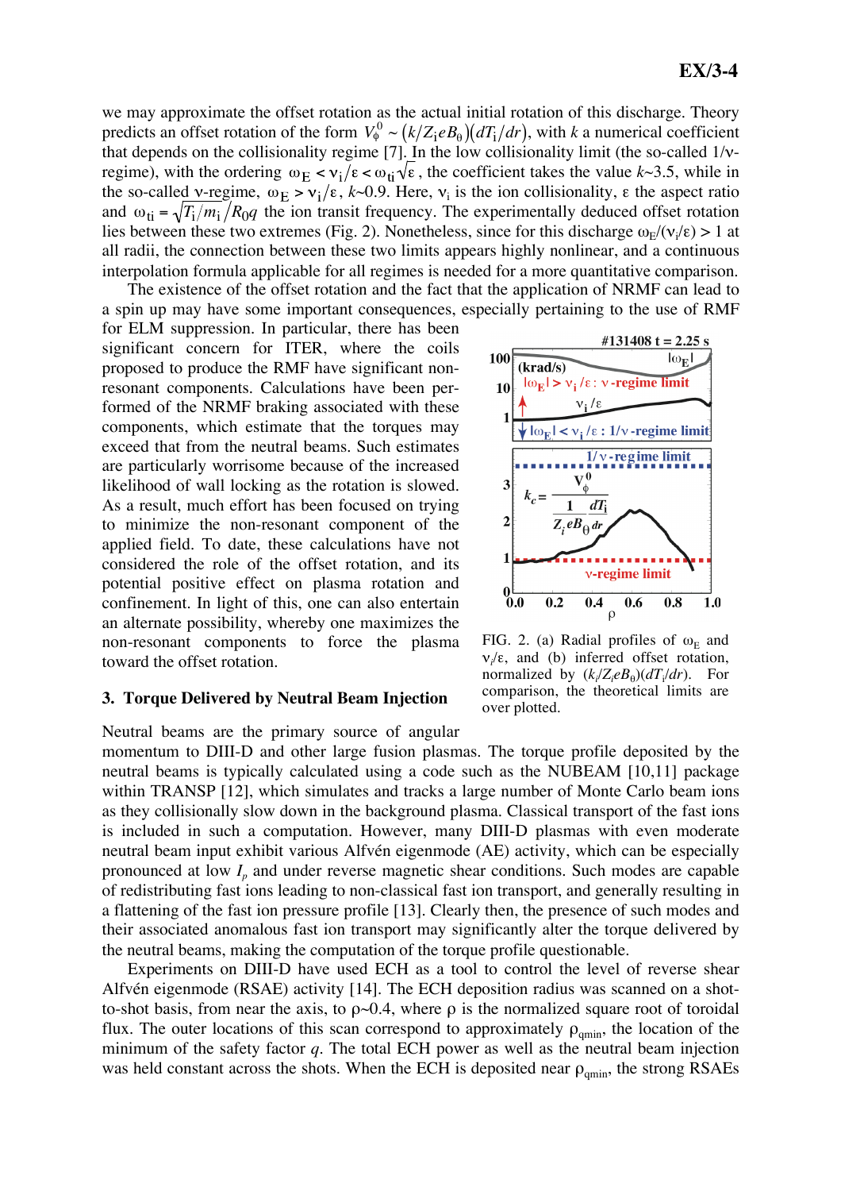we may approximate the offset rotation as the actual initial rotation of this discharge. Theory predicts an offset rotation of the form $V_\phi^0 \sim (k/Z_i eB_\theta)(dT_i/dr)$, with $k$ a numerical coefficient that depends on the collisionality regime [7]. In the low collisionality limit (the so-called 1/ν-regime), with the ordering $\omega_E < \nu_i/\varepsilon < \omega_{ti}\sqrt{\varepsilon}$, the coefficient takes the value $k$~3.5, while in the so-called ν-regime, $\omega_E > \nu_i/\varepsilon$, $k$~0.9. Here, $\nu_i$ is the ion collisionality, ε the aspect ratio and $\omega_{ti} = \sqrt{T_i/m_i}/R_0 q$ the ion transit frequency. The experimentally deduced offset rotation lies between these two extremes (Fig. 2). Nonetheless, since for this discharge $\omega_E/(\nu_i/\varepsilon) > 1$ at all radii, the connection between these two limits appears highly nonlinear, and a continuous interpolation formula applicable for all regimes is needed for a more quantitative comparison.

The existence of the offset rotation and the fact that the application of NRMF can lead to a spin up may have some important consequences, especially pertaining to the use of RMF for ELM suppression. In particular, there has been significant concern for ITER, where the coils proposed to produce the RMF have significant non-resonant components. Calculations have been performed of the NRMF braking associated with these components, which estimate that the torques may exceed that from the neutral beams. Such estimates are particularly worrisome because of the increased likelihood of wall locking as the rotation is slowed. As a result, much effort has been focused on trying to minimize the non-resonant component of the applied field. To date, these calculations have not considered the role of the offset rotation, and its potential positive effect on plasma rotation and confinement. In light of this, one can also entertain an alternate possibility, whereby one maximizes the non-resonant components to force the plasma toward the offset rotation.

FIG. 2. (a) Radial profiles of $\omega_E$ and $\nu_i/\varepsilon$, and (b) inferred offset rotation, normalized by $(k_i/Z_i eB_\theta)(dT_i/dr)$. For comparison, the theoretical limits are over plotted.

## 3. Torque Delivered by Neutral Beam Injection

Neutral beams are the primary source of angular momentum to DIII-D and other large fusion plasmas. The torque profile deposited by the neutral beams is typically calculated using a code such as the NUBEAM [10,11] package within TRANSP [12], which simulates and tracks a large number of Monte Carlo beam ions as they collisionally slow down in the background plasma. Classical transport of the fast ions is included in such a computation. However, many DIII-D plasmas with even moderate neutral beam input exhibit various Alfvén eigenmode (AE) activity, which can be especially pronounced at low $I_p$ and under reverse magnetic shear conditions. Such modes are capable of redistributing fast ions leading to non-classical fast ion transport, and generally resulting in a flattening of the fast ion pressure profile [13]. Clearly then, the presence of such modes and their associated anomalous fast ion transport may significantly alter the torque delivered by the neutral beams, making the computation of the torque profile questionable.

Experiments on DIII-D have used ECH as a tool to control the level of reverse shear Alfvén eigenmode (RSAE) activity [14]. The ECH deposition radius was scanned on a shot-to-shot basis, from near the axis, to ρ~0.4, where ρ is the normalized square root of toroidal flux. The outer locations of this scan correspond to approximately $\rho_{qmin}$, the location of the minimum of the safety factor $q$. The total ECH power as well as the neutral beam injection was held constant across the shots. When the ECH is deposited near $\rho_{qmin}$, the strong RSAEs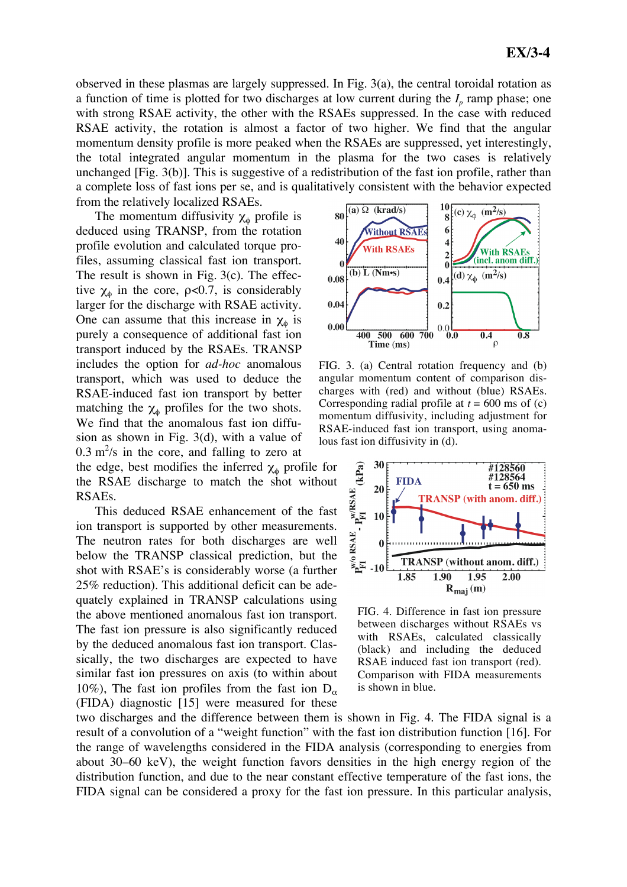observed in these plasmas are largely suppressed. In Fig. 3(a), the central toroidal rotation as a function of time is plotted for two discharges at low current during the $I_p$ ramp phase; one with strong RSAE activity, the other with the RSAEs suppressed. In the case with reduced RSAE activity, the rotation is almost a factor of two higher. We find that the angular momentum density profile is more peaked when the RSAEs are suppressed, yet interestingly, the total integrated angular momentum in the plasma for the two cases is relatively unchanged [Fig. 3(b)]. This is suggestive of a redistribution of the fast ion profile, rather than a complete loss of fast ions per se, and is qualitatively consistent with the behavior expected from the relatively localized RSAEs.

The momentum diffusivity $\chi_\phi$ profile is deduced using TRANSP, from the rotation profile evolution and calculated torque profiles, assuming classical fast ion transport. The result is shown in Fig. 3(c). The effective $\chi_\phi$ in the core, $\rho<0.7$, is considerably larger for the discharge with RSAE activity. One can assume that this increase in $\chi_\phi$ is purely a consequence of additional fast ion transport induced by the RSAEs. TRANSP includes the option for *ad-hoc* anomalous transport, which was used to deduce the RSAE-induced fast ion transport by better matching the $\chi_\phi$ profiles for the two shots. We find that the anomalous fast ion diffusion as shown in Fig. 3(d), with a value of 0.3 $m^2/s$ in the core, and falling to zero at the edge, best modifies the inferred $\chi_\phi$ profile for the RSAE discharge to match the shot without RSAEs.

FIG. 3. (a) Central rotation frequency and (b) angular momentum content of comparison discharges with (red) and without (blue) RSAEs. Corresponding radial profile at $t$ = 600 ms of (c) momentum diffusivity, including adjustment for RSAE-induced fast ion transport, using anomalous fast ion diffusivity in (d).

This deduced RSAE enhancement of the fast ion transport is supported by other measurements. The neutron rates for both discharges are well below the TRANSP classical prediction, but the shot with RSAE's is considerably worse (a further 25% reduction). This additional deficit can be adequately explained in TRANSP calculations using the above mentioned anomalous fast ion transport. The fast ion pressure is also significantly reduced by the deduced anomalous fast ion transport. Classically, the two discharges are expected to have similar fast ion pressures on axis (to within about 10%), The fast ion profiles from the fast ion $D_\alpha$ (FIDA) diagnostic [15] were measured for these two discharges and the difference between them is shown in Fig. 4. The FIDA signal is a result of a convolution of a "weight function" with the fast ion distribution function [16]. For the range of wavelengths considered in the FIDA analysis (corresponding to energies from about 30–60 keV), the weight function favors densities in the high energy region of the distribution function, and due to the near constant effective temperature of the fast ions, the FIDA signal can be considered a proxy for the fast ion pressure. In this particular analysis,

FIG. 4. Difference in fast ion pressure between discharges without RSAEs vs with RSAEs, calculated classically (black) and including the deduced RSAE induced fast ion transport (red). Comparison with FIDA measurements is shown in blue.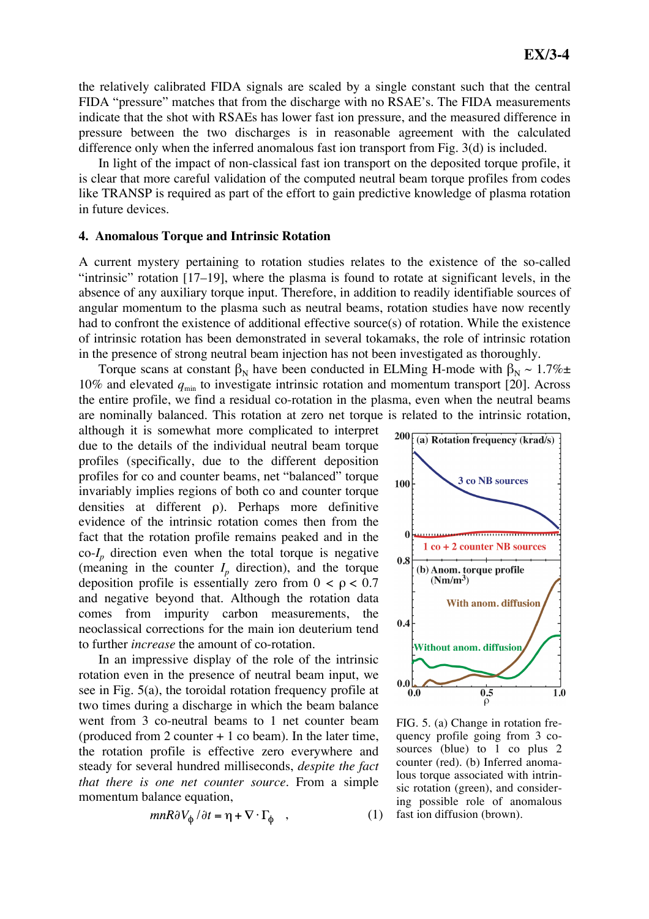the relatively calibrated FIDA signals are scaled by a single constant such that the central FIDA "pressure" matches that from the discharge with no RSAE's. The FIDA measurements indicate that the shot with RSAEs has lower fast ion pressure, and the measured difference in pressure between the two discharges is in reasonable agreement with the calculated difference only when the inferred anomalous fast ion transport from Fig. 3(d) is included.

In light of the impact of non-classical fast ion transport on the deposited torque profile, it is clear that more careful validation of the computed neutral beam torque profiles from codes like TRANSP is required as part of the effort to gain predictive knowledge of plasma rotation in future devices.

## 4. Anomalous Torque and Intrinsic Rotation

A current mystery pertaining to rotation studies relates to the existence of the so-called "intrinsic" rotation [17–19], where the plasma is found to rotate at significant levels, in the absence of any auxiliary torque input. Therefore, in addition to readily identifiable sources of angular momentum to the plasma such as neutral beams, rotation studies have now recently had to confront the existence of additional effective source(s) of rotation. While the existence of intrinsic rotation has been demonstrated in several tokamaks, the role of intrinsic rotation in the presence of strong neutral beam injection has not been investigated as thoroughly.

Torque scans at constant $\beta_N$ have been conducted in ELMing H-mode with $\beta_N \sim 1.7\% \pm 10\%$ and elevated $q_{min}$ to investigate intrinsic rotation and momentum transport [20]. Across the entire profile, we find a residual co-rotation in the plasma, even when the neutral beams are nominally balanced. This rotation at zero net torque is related to the intrinsic rotation, although it is somewhat more complicated to interpret due to the details of the individual neutral beam torque profiles (specifically, due to the different deposition profiles for co and counter beams, net "balanced" torque invariably implies regions of both co and counter torque densities at different $\rho$). Perhaps more definitive evidence of the intrinsic rotation comes then from the fact that the rotation profile remains peaked and in the co-$I_p$ direction even when the total torque is negative (meaning in the counter $I_p$ direction), and the torque deposition profile is essentially zero from $0 < \rho < 0.7$ and negative beyond that. Although the rotation data comes from impurity carbon measurements, the neoclassical corrections for the main ion deuterium tend to further *increase* the amount of co-rotation.

In an impressive display of the role of the intrinsic rotation even in the presence of neutral beam input, we see in Fig. 5(a), the toroidal rotation frequency profile at two times during a discharge in which the beam balance went from 3 co-neutral beams to 1 net counter beam (produced from 2 counter + 1 co beam). In the later time, the rotation profile is effective zero everywhere and steady for several hundred milliseconds, *despite the fact that there is one net counter source*. From a simple momentum balance equation,

$$mnR\partial V_\phi / \partial t = \eta + \nabla \cdot \Gamma_\phi \quad , \qquad (1)$$

FIG. 5. (a) Change in rotation frequency profile going from 3 co-sources (blue) to 1 co plus 2 counter (red). (b) Inferred anomalous torque associated with intrinsic rotation (green), and considering possible role of anomalous fast ion diffusion (brown).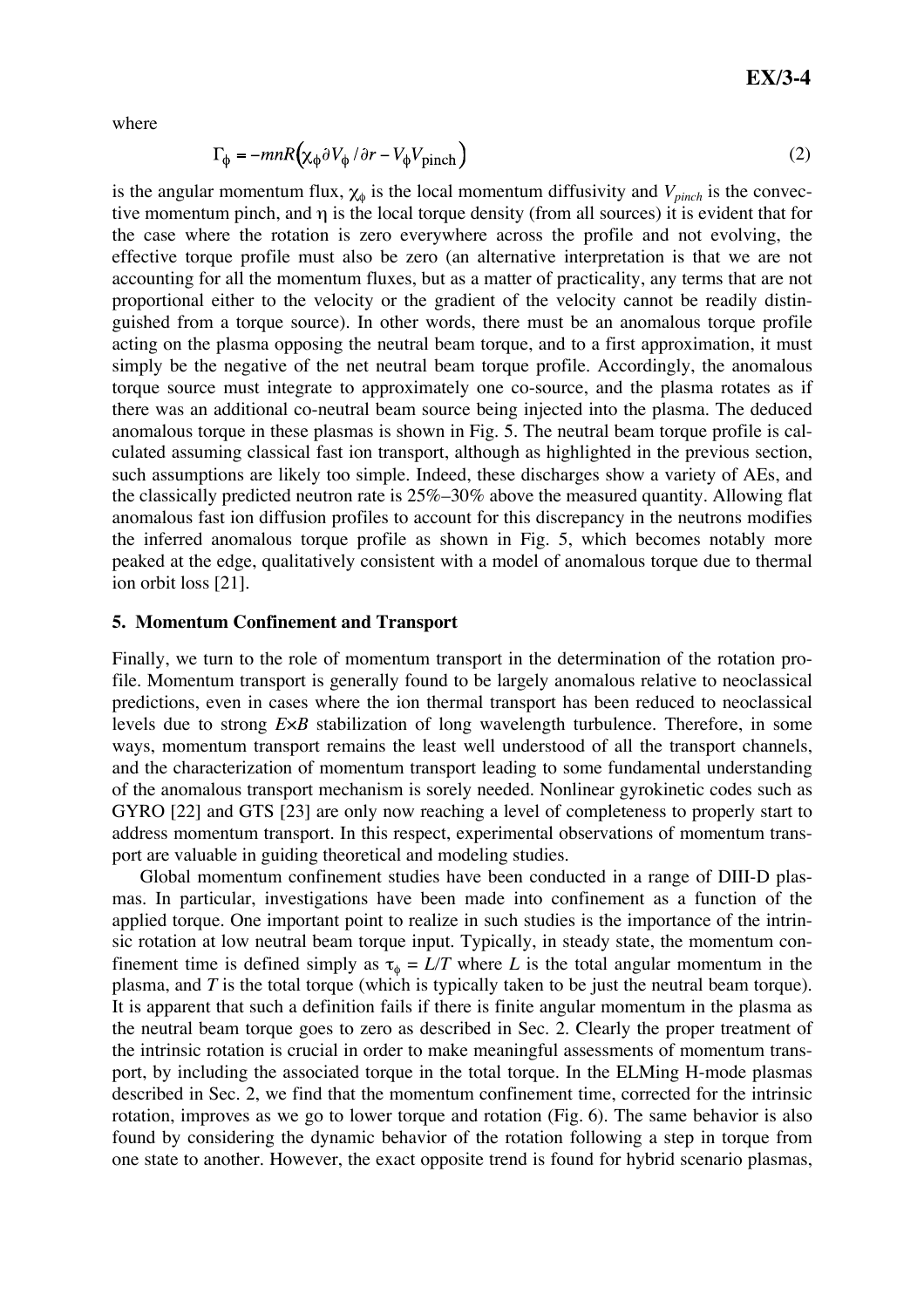where

$$\Gamma_\phi = -mnR\left(\chi_\phi \partial V_\phi / \partial r - V_\phi V_{\text{pinch}}\right) \tag{2}$$

is the angular momentum flux, $\chi_\phi$ is the local momentum diffusivity and $V_{pinch}$ is the convective momentum pinch, and $\eta$ is the local torque density (from all sources) it is evident that for the case where the rotation is zero everywhere across the profile and not evolving, the effective torque profile must also be zero (an alternative interpretation is that we are not accounting for all the momentum fluxes, but as a matter of practicality, any terms that are not proportional either to the velocity or the gradient of the velocity cannot be readily distinguished from a torque source). In other words, there must be an anomalous torque profile acting on the plasma opposing the neutral beam torque, and to a first approximation, it must simply be the negative of the net neutral beam torque profile. Accordingly, the anomalous torque source must integrate to approximately one co-source, and the plasma rotates as if there was an additional co-neutral beam source being injected into the plasma. The deduced anomalous torque in these plasmas is shown in Fig. 5. The neutral beam torque profile is calculated assuming classical fast ion transport, although as highlighted in the previous section, such assumptions are likely too simple. Indeed, these discharges show a variety of AEs, and the classically predicted neutron rate is 25%–30% above the measured quantity. Allowing flat anomalous fast ion diffusion profiles to account for this discrepancy in the neutrons modifies the inferred anomalous torque profile as shown in Fig. 5, which becomes notably more peaked at the edge, qualitatively consistent with a model of anomalous torque due to thermal ion orbit loss [21].

## 5. Momentum Confinement and Transport

Finally, we turn to the role of momentum transport in the determination of the rotation profile. Momentum transport is generally found to be largely anomalous relative to neoclassical predictions, even in cases where the ion thermal transport has been reduced to neoclassical levels due to strong $E\times B$ stabilization of long wavelength turbulence. Therefore, in some ways, momentum transport remains the least well understood of all the transport channels, and the characterization of momentum transport leading to some fundamental understanding of the anomalous transport mechanism is sorely needed. Nonlinear gyrokinetic codes such as GYRO [22] and GTS [23] are only now reaching a level of completeness to properly start to address momentum transport. In this respect, experimental observations of momentum transport are valuable in guiding theoretical and modeling studies.

Global momentum confinement studies have been conducted in a range of DIII-D plasmas. In particular, investigations have been made into confinement as a function of the applied torque. One important point to realize in such studies is the importance of the intrinsic rotation at low neutral beam torque input. Typically, in steady state, the momentum confinement time is defined simply as $\tau_\phi = L/T$ where $L$ is the total angular momentum in the plasma, and $T$ is the total torque (which is typically taken to be just the neutral beam torque). It is apparent that such a definition fails if there is finite angular momentum in the plasma as the neutral beam torque goes to zero as described in Sec. 2. Clearly the proper treatment of the intrinsic rotation is crucial in order to make meaningful assessments of momentum transport, by including the associated torque in the total torque. In the ELMing H-mode plasmas described in Sec. 2, we find that the momentum confinement time, corrected for the intrinsic rotation, improves as we go to lower torque and rotation (Fig. 6). The same behavior is also found by considering the dynamic behavior of the rotation following a step in torque from one state to another. However, the exact opposite trend is found for hybrid scenario plasmas,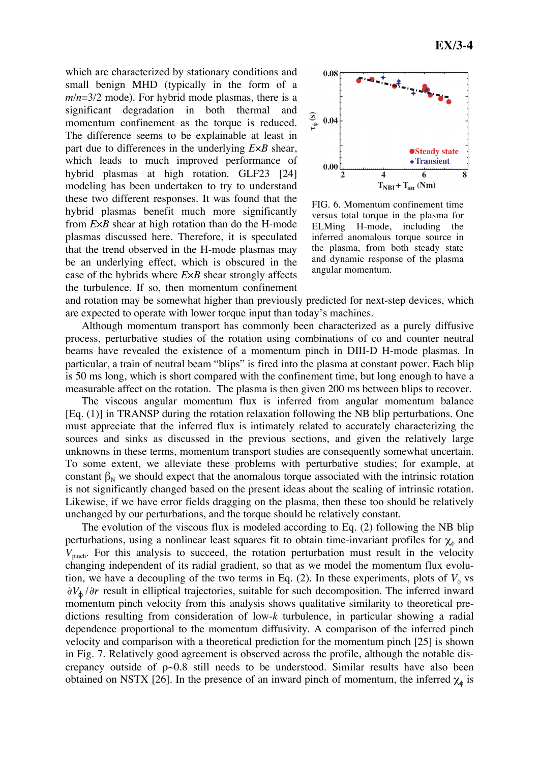which are characterized by stationary conditions and small benign MHD (typically in the form of a $m/n$=3/2 mode). For hybrid mode plasmas, there is a significant degradation in both thermal and momentum confinement as the torque is reduced. The difference seems to be explainable at least in part due to differences in the underlying $E\times B$ shear, which leads to much improved performance of hybrid plasmas at high rotation. GLF23 [24] modeling has been undertaken to try to understand these two different responses. It was found that the hybrid plasmas benefit much more significantly from $E\times B$ shear at high rotation than do the H-mode plasmas discussed here. Therefore, it is speculated that the trend observed in the H-mode plasmas may be an underlying effect, which is obscured in the case of the hybrids where $E\times B$ shear strongly affects the turbulence. If so, then momentum confinement and rotation may be somewhat higher than previously predicted for next-step devices, which are expected to operate with lower torque input than today's machines.

FIG. 6. Momentum confinement time versus total torque in the plasma for ELMing H-mode, including the inferred anomalous torque source in the plasma, from both steady state and dynamic response of the plasma angular momentum.

Although momentum transport has commonly been characterized as a purely diffusive process, perturbative studies of the rotation using combinations of co and counter neutral beams have revealed the existence of a momentum pinch in DIII-D H-mode plasmas. In particular, a train of neutral beam "blips" is fired into the plasma at constant power. Each blip is 50 ms long, which is short compared with the confinement time, but long enough to have a measurable affect on the rotation. The plasma is then given 200 ms between blips to recover.

The viscous angular momentum flux is inferred from angular momentum balance [Eq. (1)] in TRANSP during the rotation relaxation following the NB blip perturbations. One must appreciate that the inferred flux is intimately related to accurately characterizing the sources and sinks as discussed in the previous sections, and given the relatively large unknowns in these terms, momentum transport studies are consequently somewhat uncertain. To some extent, we alleviate these problems with perturbative studies; for example, at constant $\beta_N$ we should expect that the anomalous torque associated with the intrinsic rotation is not significantly changed based on the present ideas about the scaling of intrinsic rotation. Likewise, if we have error fields dragging on the plasma, then these too should be relatively unchanged by our perturbations, and the torque should be relatively constant.

The evolution of the viscous flux is modeled according to Eq. (2) following the NB blip perturbations, using a nonlinear least squares fit to obtain time-invariant profiles for $\chi_\phi$ and $V_{pinch}$. For this analysis to succeed, the rotation perturbation must result in the velocity changing independent of its radial gradient, so that as we model the momentum flux evolution, we have a decoupling of the two terms in Eq. (2). In these experiments, plots of $V_\phi$ vs $\partial V_\phi / \partial r$ result in elliptical trajectories, suitable for such decomposition. The inferred inward momentum pinch velocity from this analysis shows qualitative similarity to theoretical predictions resulting from consideration of low-$k$ turbulence, in particular showing a radial dependence proportional to the momentum diffusivity. A comparison of the inferred pinch velocity and comparison with a theoretical prediction for the momentum pinch [25] is shown in Fig. 7. Relatively good agreement is observed across the profile, although the notable discrepancy outside of $\rho$~0.8 still needs to be understood. Similar results have also been obtained on NSTX [26]. In the presence of an inward pinch of momentum, the inferred $\chi_\phi$ is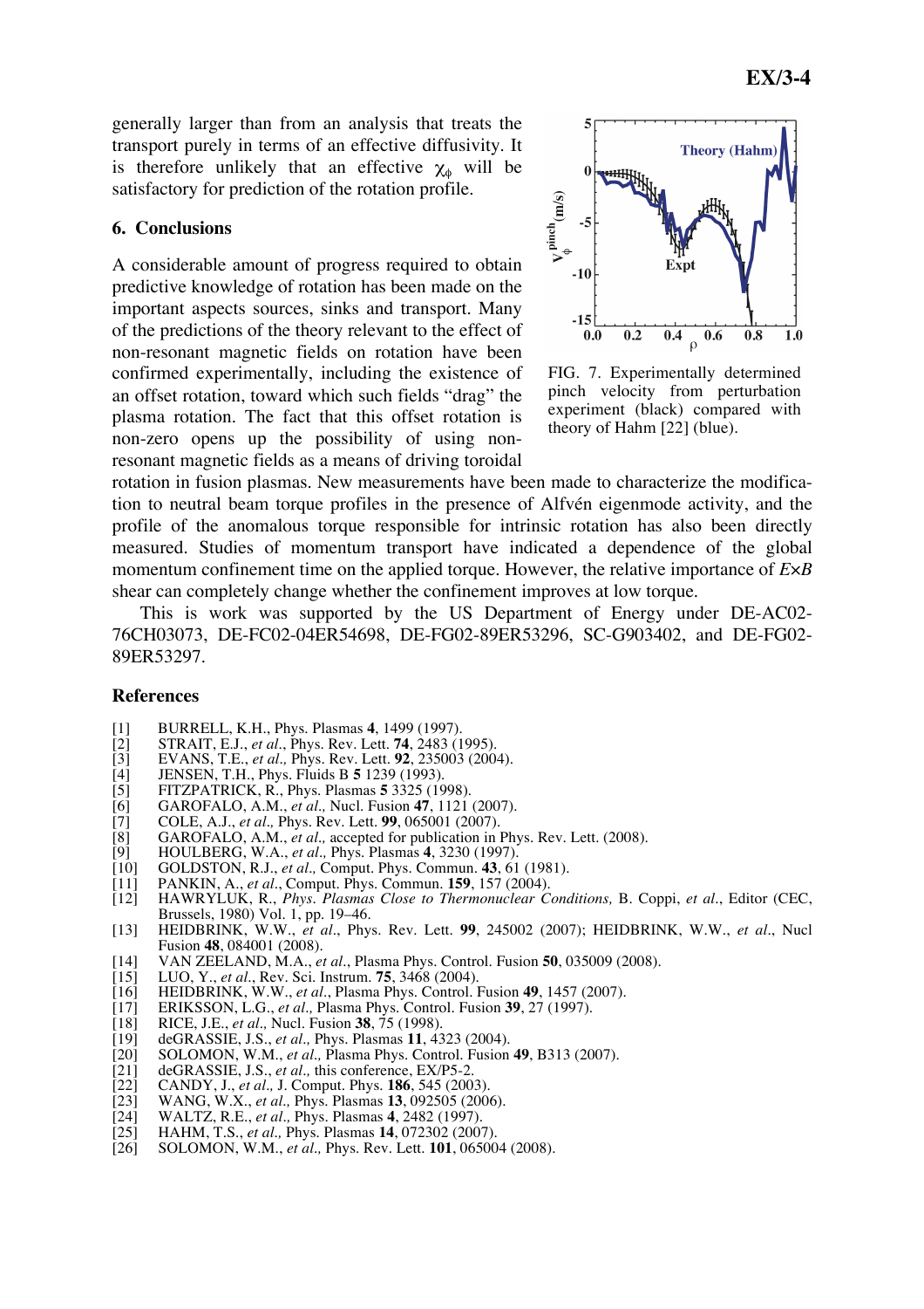generally larger than from an analysis that treats the transport purely in terms of an effective diffusivity. It is therefore unlikely that an effective $\chi_\phi$ will be satisfactory for prediction of the rotation profile.

Theory (Hahm)

Expt

$V_\phi^{pinch}$ (m/s)

5
0
-5
-10
-15

0.0 0.2 0.4 0.6 0.8 1.0

ρ

FIG. 7. Experimentally determined pinch velocity from perturbation experiment (black) compared with theory of Hahm [22] (blue).

## 6. Conclusions

A considerable amount of progress required to obtain predictive knowledge of rotation has been made on the important aspects sources, sinks and transport. Many of the predictions of the theory relevant to the effect of non-resonant magnetic fields on rotation have been confirmed experimentally, including the existence of an offset rotation, toward which such fields "drag" the plasma rotation. The fact that this offset rotation is non-zero opens up the possibility of using non-resonant magnetic fields as a means of driving toroidal rotation in fusion plasmas. New measurements have been made to characterize the modification to neutral beam torque profiles in the presence of Alfvén eigenmode activity, and the profile of the anomalous torque responsible for intrinsic rotation has also been directly measured. Studies of momentum transport have indicated a dependence of the global momentum confinement time on the applied torque. However, the relative importance of $E \times B$ shear can completely change whether the confinement improves at low torque.

This is work was supported by the US Department of Energy under DE-AC02-76CH03073, DE-FC02-04ER54698, DE-FG02-89ER53296, SC-G903402, and DE-FG02-89ER53297.

## References

[1] BURRELL, K.H., Phys. Plasmas **4**, 1499 (1997).
[2] STRAIT, E.J., *et al*., Phys. Rev. Lett. **74**, 2483 (1995).
[3] EVANS, T.E., *et al.,* Phys. Rev. Lett. **92**, 235003 (2004).
[4] JENSEN, T.H., Phys. Fluids B **5** 1239 (1993).
[5] FITZPATRICK, R., Phys. Plasmas **5** 3325 (1998).
[6] GAROFALO, A.M., *et al.,* Nucl. Fusion **47**, 1121 (2007).
[7] COLE, A.J., *et al.,* Phys. Rev. Lett. **99**, 065001 (2007).
[8] GAROFALO, A.M., *et al.,* accepted for publication in Phys. Rev. Lett. (2008).
[9] HOULBERG, W.A., *et al.,* Phys. Plasmas **4**, 3230 (1997).
[10] GOLDSTON, R.J., *et al.,* Comput. Phys. Commun. **43**, 61 (1981).
[11] PANKIN, A., *et al*., Comput. Phys. Commun. **159**, 157 (2004).
[12] HAWRYLUK, R., *Phys. Plasmas Close to Thermonuclear Conditions,* B. Coppi, *et al*., Editor (CEC, Brussels, 1980) Vol. 1, pp. 19–46.
[13] HEIDBRINK, W.W., *et al*., Phys. Rev. Lett. **99**, 245002 (2007); HEIDBRINK, W.W., *et al*., Nucl Fusion **48**, 084001 (2008).
[14] VAN ZEELAND, M.A., *et al*., Plasma Phys. Control. Fusion **50**, 035009 (2008).
[15] LUO, Y., *et al.,* Rev. Sci. Instrum. **75**, 3468 (2004).
[16] HEIDBRINK, W.W., *et al*., Plasma Phys. Control. Fusion **49**, 1457 (2007).
[17] ERIKSSON, L.G., *et al.,* Plasma Phys. Control. Fusion **39**, 27 (1997).
[18] RICE, J.E., *et al.,* Nucl. Fusion **38**, 75 (1998).
[19] deGRASSIE, J.S., *et al.,* Phys. Plasmas **11**, 4323 (2004).
[20] SOLOMON, W.M., *et al.,* Plasma Phys. Control. Fusion **49**, B313 (2007).
[21] deGRASSIE, J.S., *et al.,* this conference, EX/P5-2.
[22] CANDY, J., *et al.,* J. Comput. Phys. **186**, 545 (2003).
[23] WANG, W.X., *et al.,* Phys. Plasmas **13**, 092505 (2006).
[24] WALTZ, R.E., *et al.,* Phys. Plasmas **4**, 2482 (1997).
[25] HAHM, T.S., *et al.,* Phys. Plasmas **14**, 072302 (2007).
[26] SOLOMON, W.M., *et al.,* Phys. Rev. Lett. **101**, 065004 (2008).